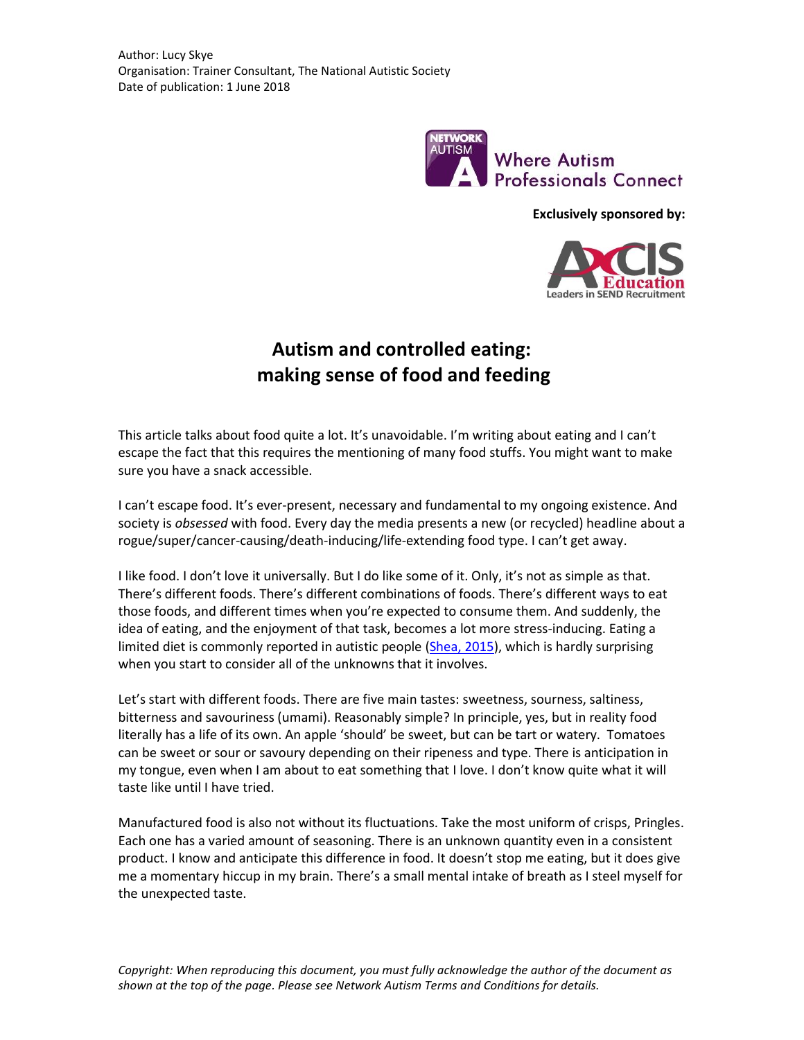Author: Lucy Skye
Organisation: Trainer Consultant, The National Autistic Society
Date of publication: 1 June 2018

**Exclusively sponsored by:**

# Autism and controlled eating: making sense of food and feeding

This article talks about food quite a lot. It's unavoidable. I'm writing about eating and I can't escape the fact that this requires the mentioning of many food stuffs. You might want to make sure you have a snack accessible.

I can't escape food. It's ever-present, necessary and fundamental to my ongoing existence. And society is *obsessed* with food. Every day the media presents a new (or recycled) headline about a rogue/super/cancer-causing/death-inducing/life-extending food type. I can't get away.

I like food. I don't love it universally. But I do like some of it. Only, it's not as simple as that. There's different foods. There's different combinations of foods. There's different ways to eat those foods, and different times when you're expected to consume them. And suddenly, the idea of eating, and the enjoyment of that task, becomes a lot more stress-inducing. Eating a limited diet is commonly reported in autistic people (Shea, 2015), which is hardly surprising when you start to consider all of the unknowns that it involves.

Let's start with different foods. There are five main tastes: sweetness, sourness, saltiness, bitterness and savouriness (umami). Reasonably simple? In principle, yes, but in reality food literally has a life of its own. An apple 'should' be sweet, but can be tart or watery. Tomatoes can be sweet or sour or savoury depending on their ripeness and type. There is anticipation in my tongue, even when I am about to eat something that I love. I don't know quite what it will taste like until I have tried.

Manufactured food is also not without its fluctuations. Take the most uniform of crisps, Pringles. Each one has a varied amount of seasoning. There is an unknown quantity even in a consistent product. I know and anticipate this difference in food. It doesn't stop me eating, but it does give me a momentary hiccup in my brain. There's a small mental intake of breath as I steel myself for the unexpected taste.

*Copyright: When reproducing this document, you must fully acknowledge the author of the document as shown at the top of the page. Please see Network Autism Terms and Conditions for details.*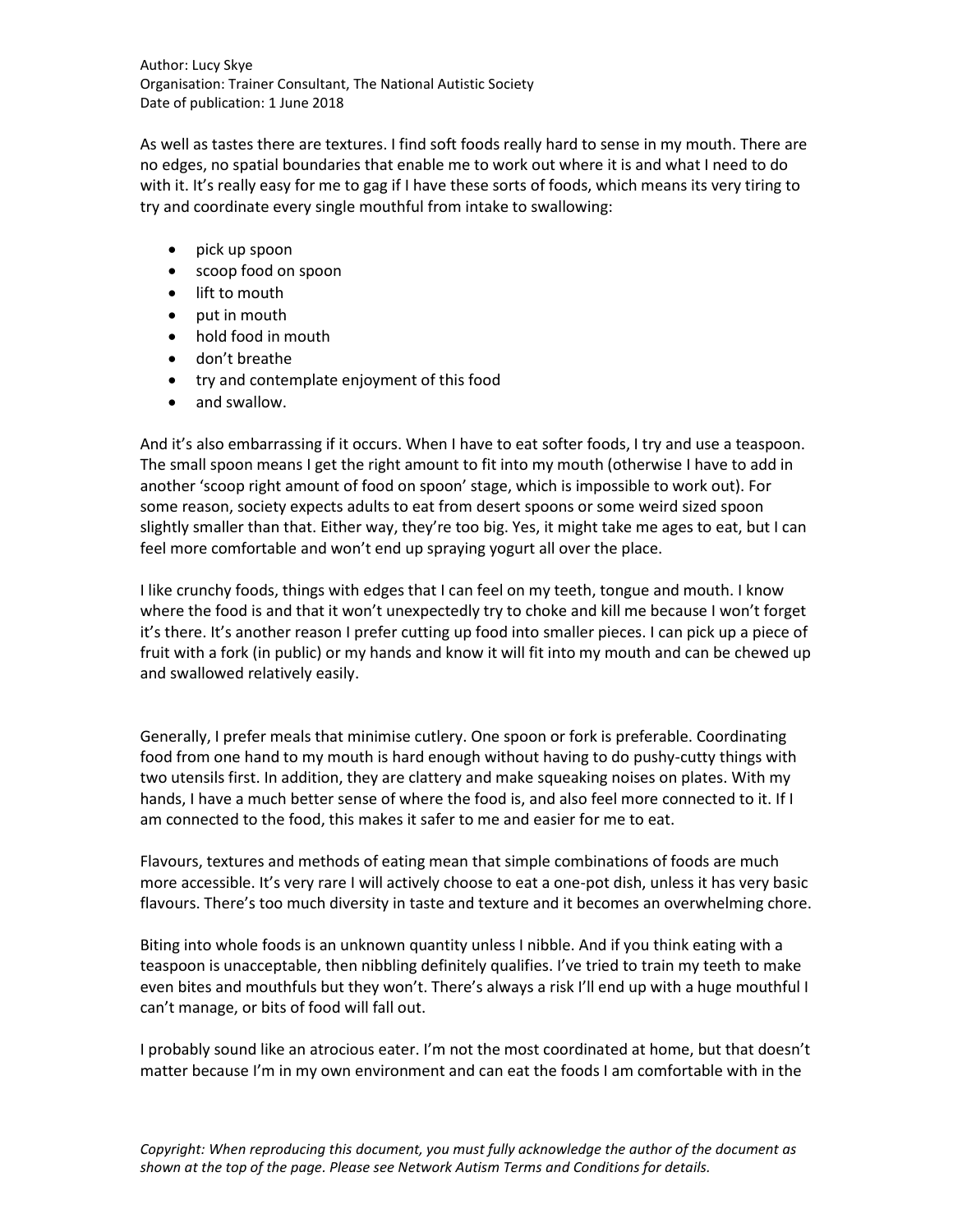As well as tastes there are textures. I find soft foods really hard to sense in my mouth. There are no edges, no spatial boundaries that enable me to work out where it is and what I need to do with it. It's really easy for me to gag if I have these sorts of foods, which means its very tiring to try and coordinate every single mouthful from intake to swallowing:

- pick up spoon
- scoop food on spoon
- lift to mouth
- put in mouth
- hold food in mouth
- don't breathe
- try and contemplate enjoyment of this food
- and swallow.

And it's also embarrassing if it occurs. When I have to eat softer foods, I try and use a teaspoon. The small spoon means I get the right amount to fit into my mouth (otherwise I have to add in another 'scoop right amount of food on spoon' stage, which is impossible to work out). For some reason, society expects adults to eat from desert spoons or some weird sized spoon slightly smaller than that. Either way, they're too big. Yes, it might take me ages to eat, but I can feel more comfortable and won't end up spraying yogurt all over the place.

I like crunchy foods, things with edges that I can feel on my teeth, tongue and mouth. I know where the food is and that it won't unexpectedly try to choke and kill me because I won't forget it's there. It's another reason I prefer cutting up food into smaller pieces. I can pick up a piece of fruit with a fork (in public) or my hands and know it will fit into my mouth and can be chewed up and swallowed relatively easily.

Generally, I prefer meals that minimise cutlery. One spoon or fork is preferable. Coordinating food from one hand to my mouth is hard enough without having to do pushy-cutty things with two utensils first. In addition, they are clattery and make squeaking noises on plates. With my hands, I have a much better sense of where the food is, and also feel more connected to it. If I am connected to the food, this makes it safer to me and easier for me to eat.

Flavours, textures and methods of eating mean that simple combinations of foods are much more accessible. It's very rare I will actively choose to eat a one-pot dish, unless it has very basic flavours. There's too much diversity in taste and texture and it becomes an overwhelming chore.

Biting into whole foods is an unknown quantity unless I nibble. And if you think eating with a teaspoon is unacceptable, then nibbling definitely qualifies. I've tried to train my teeth to make even bites and mouthfuls but they won't. There's always a risk I'll end up with a huge mouthful I can't manage, or bits of food will fall out.

I probably sound like an atrocious eater. I'm not the most coordinated at home, but that doesn't matter because I'm in my own environment and can eat the foods I am comfortable with in the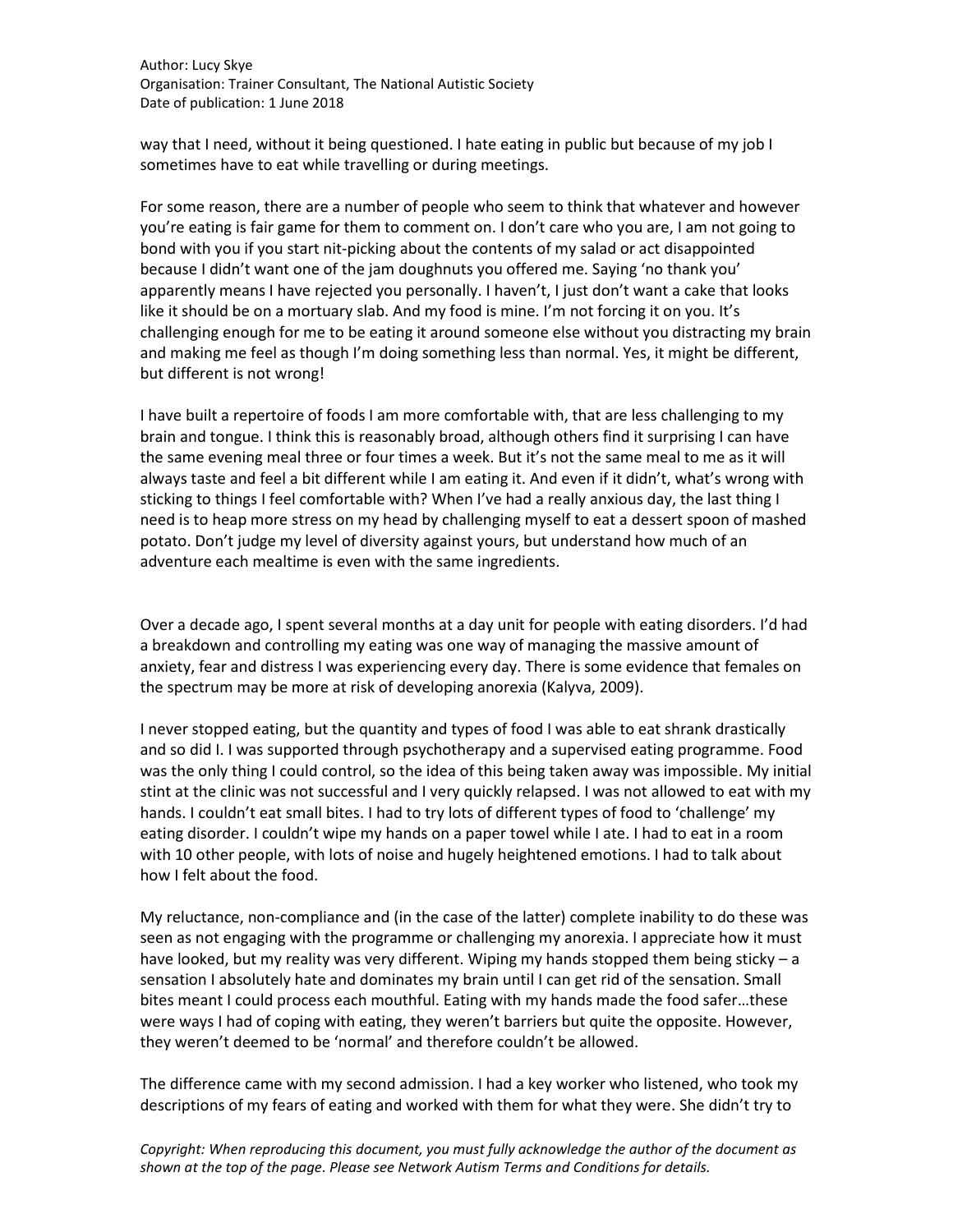way that I need, without it being questioned. I hate eating in public but because of my job I sometimes have to eat while travelling or during meetings.

For some reason, there are a number of people who seem to think that whatever and however you're eating is fair game for them to comment on. I don't care who you are, I am not going to bond with you if you start nit-picking about the contents of my salad or act disappointed because I didn't want one of the jam doughnuts you offered me. Saying 'no thank you' apparently means I have rejected you personally. I haven't, I just don't want a cake that looks like it should be on a mortuary slab. And my food is mine. I'm not forcing it on you. It's challenging enough for me to be eating it around someone else without you distracting my brain and making me feel as though I'm doing something less than normal. Yes, it might be different, but different is not wrong!

I have built a repertoire of foods I am more comfortable with, that are less challenging to my brain and tongue. I think this is reasonably broad, although others find it surprising I can have the same evening meal three or four times a week. But it's not the same meal to me as it will always taste and feel a bit different while I am eating it. And even if it didn't, what's wrong with sticking to things I feel comfortable with? When I've had a really anxious day, the last thing I need is to heap more stress on my head by challenging myself to eat a dessert spoon of mashed potato. Don't judge my level of diversity against yours, but understand how much of an adventure each mealtime is even with the same ingredients.

Over a decade ago, I spent several months at a day unit for people with eating disorders. I'd had a breakdown and controlling my eating was one way of managing the massive amount of anxiety, fear and distress I was experiencing every day. There is some evidence that females on the spectrum may be more at risk of developing anorexia (Kalyva, 2009).

I never stopped eating, but the quantity and types of food I was able to eat shrank drastically and so did I. I was supported through psychotherapy and a supervised eating programme. Food was the only thing I could control, so the idea of this being taken away was impossible. My initial stint at the clinic was not successful and I very quickly relapsed. I was not allowed to eat with my hands. I couldn't eat small bites. I had to try lots of different types of food to 'challenge' my eating disorder. I couldn't wipe my hands on a paper towel while I ate. I had to eat in a room with 10 other people, with lots of noise and hugely heightened emotions. I had to talk about how I felt about the food.

My reluctance, non-compliance and (in the case of the latter) complete inability to do these was seen as not engaging with the programme or challenging my anorexia. I appreciate how it must have looked, but my reality was very different. Wiping my hands stopped them being sticky – a sensation I absolutely hate and dominates my brain until I can get rid of the sensation. Small bites meant I could process each mouthful. Eating with my hands made the food safer…these were ways I had of coping with eating, they weren't barriers but quite the opposite. However, they weren't deemed to be 'normal' and therefore couldn't be allowed.

The difference came with my second admission. I had a key worker who listened, who took my descriptions of my fears of eating and worked with them for what they were. She didn't try to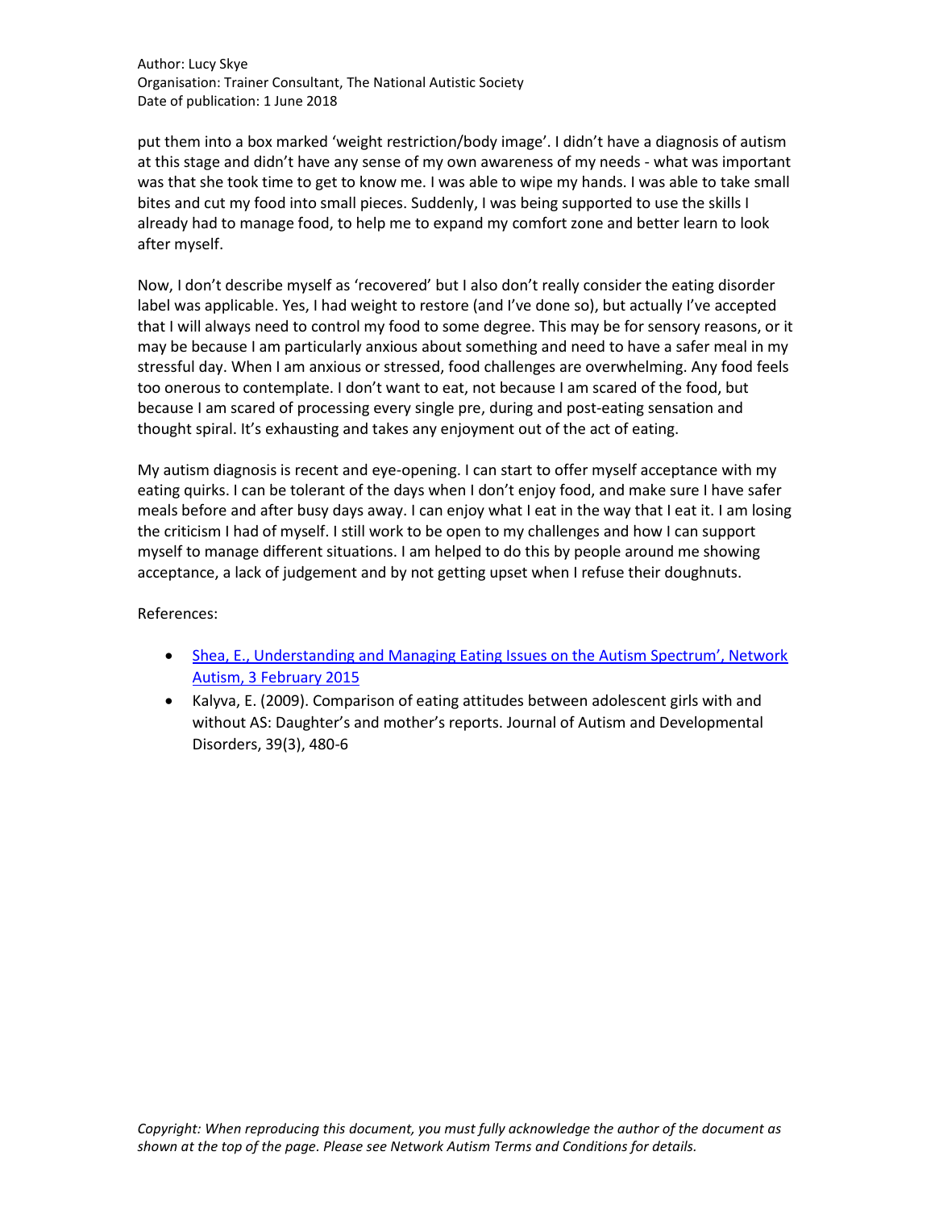put them into a box marked 'weight restriction/body image'. I didn't have a diagnosis of autism at this stage and didn't have any sense of my own awareness of my needs - what was important was that she took time to get to know me. I was able to wipe my hands. I was able to take small bites and cut my food into small pieces. Suddenly, I was being supported to use the skills I already had to manage food, to help me to expand my comfort zone and better learn to look after myself.

Now, I don't describe myself as 'recovered' but I also don't really consider the eating disorder label was applicable. Yes, I had weight to restore (and I've done so), but actually I've accepted that I will always need to control my food to some degree. This may be for sensory reasons, or it may be because I am particularly anxious about something and need to have a safer meal in my stressful day. When I am anxious or stressed, food challenges are overwhelming. Any food feels too onerous to contemplate. I don't want to eat, not because I am scared of the food, but because I am scared of processing every single pre, during and post-eating sensation and thought spiral. It's exhausting and takes any enjoyment out of the act of eating.

My autism diagnosis is recent and eye-opening. I can start to offer myself acceptance with my eating quirks. I can be tolerant of the days when I don't enjoy food, and make sure I have safer meals before and after busy days away. I can enjoy what I eat in the way that I eat it. I am losing the criticism I had of myself. I still work to be open to my challenges and how I can support myself to manage different situations. I am helped to do this by people around me showing acceptance, a lack of judgement and by not getting upset when I refuse their doughnuts.

References:

- Shea, E., Understanding and Managing Eating Issues on the Autism Spectrum', Network Autism, 3 February 2015
- Kalyva, E. (2009). Comparison of eating attitudes between adolescent girls with and without AS: Daughter's and mother's reports. Journal of Autism and Developmental Disorders, 39(3), 480-6